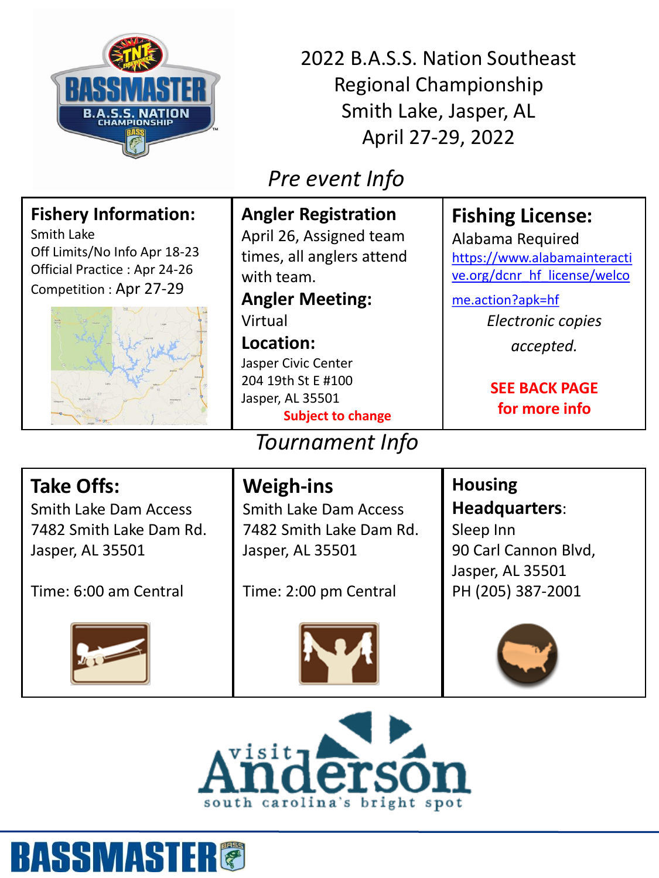# 2022 B.A.S.S. Nation Southeast Regional Championship
# Smith Lake, Jasper, AL
# April 27-29, 2022

## *Pre event Info*

### Fishery Information:

Smith Lake
Off Limits/No Info Apr 18-23
Official Practice : Apr 24-26
Competition : Apr 27-29

### Angler Registration

April 26, Assigned team times, all anglers attend with team.

### Angler Meeting:

Virtual

### Location:

Jasper Civic Center
204 19th St E #100
Jasper, AL 35501
**Subject to change**

### Fishing License:

Alabama Required
https://www.alabamainteractive.org/dcnr_hf_license/welcome.action?apk=hf

*Electronic copies accepted.*

**SEE BACK PAGE for more info**

## *Tournament Info*

### Take Offs:

Smith Lake Dam Access
7482 Smith Lake Dam Rd.
Jasper, AL 35501

Time: 6:00 am Central

### Weigh-ins

Smith Lake Dam Access
7482 Smith Lake Dam Rd.
Jasper, AL 35501

Time: 2:00 pm Central

### Housing Headquarters:

Sleep Inn
90 Carl Cannon Blvd,
Jasper, AL 35501
PH (205) 387-2001

visit Anderson
south carolina's bright spot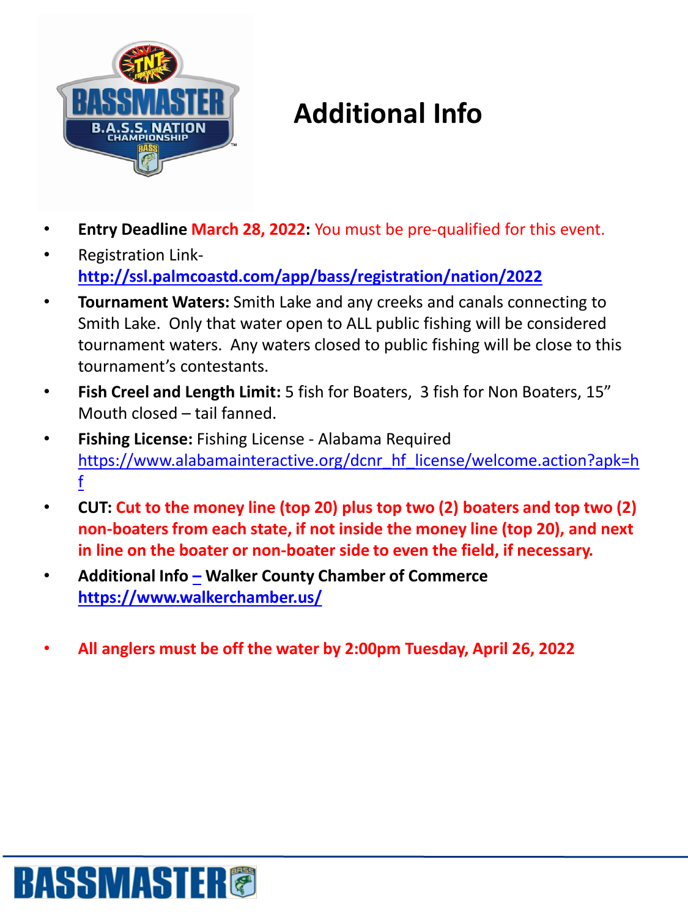# Additional Info

- **Entry Deadline March 28, 2022:** You must be pre-qualified for this event.
- Registration Link- **http://ssl.palmcoastd.com/app/bass/registration/nation/2022**
- **Tournament Waters:** Smith Lake and any creeks and canals connecting to Smith Lake. Only that water open to ALL public fishing will be considered tournament waters. Any waters closed to public fishing will be close to this tournament's contestants.
- **Fish Creel and Length Limit:** 5 fish for Boaters, 3 fish for Non Boaters, 15" Mouth closed – tail fanned.
- **Fishing License:** Fishing License - Alabama Required https://www.alabamainteractive.org/dcnr_hf_license/welcome.action?apk=hf
- **CUT: Cut to the money line (top 20) plus top two (2) boaters and top two (2) non-boaters from each state, if not inside the money line (top 20), and next in line on the boater or non-boater side to even the field, if necessary.**
- **Additional Info – Walker County Chamber of Commerce https://www.walkerchamber.us/**

- **All anglers must be off the water by 2:00pm Tuesday, April 26, 2022**